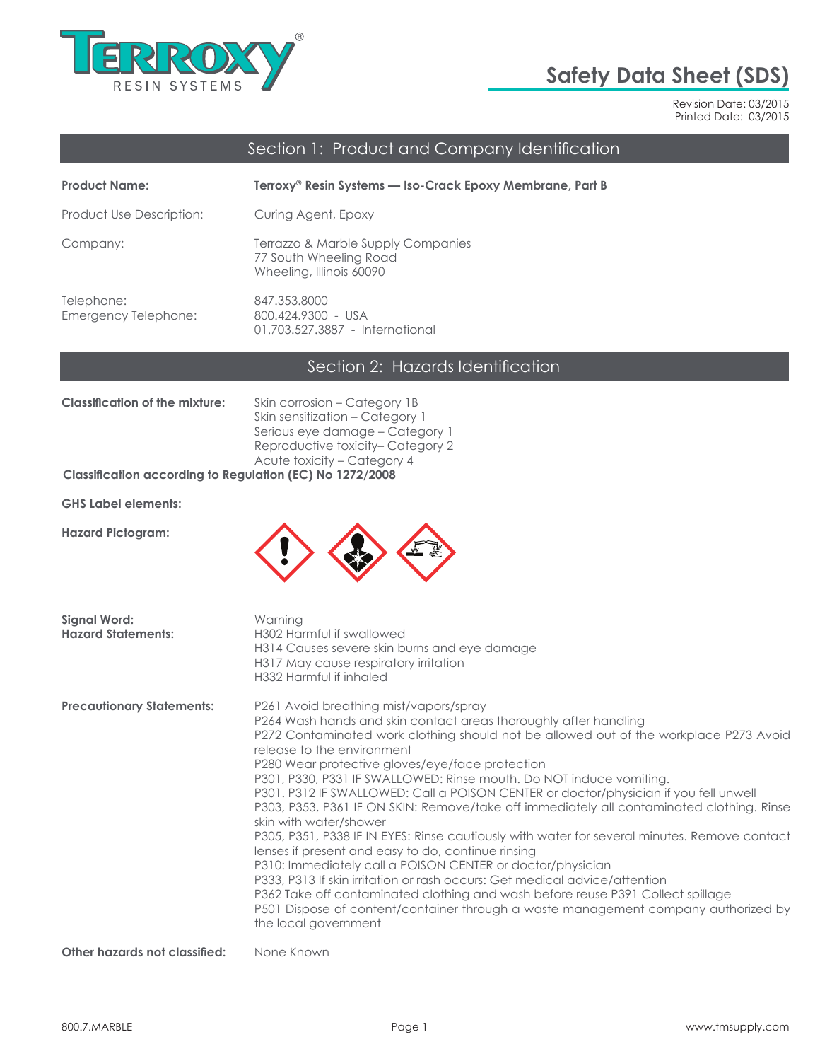# Safety Data Sheet (SDS)

Revision Date: 03/2015
Printed Date: 03/2015

## Section 1: Product and Company Identification

**Product Name:** **Terroxy® Resin Systems — Iso-Crack Epoxy Membrane, Part B**

Product Use Description: Curing Agent, Epoxy

Company: Terrazzo & Marble Supply Companies
77 South Wheeling Road
Wheeling, Illinois 60090

Telephone: 847.353.8000
Emergency Telephone: 800.424.9300 - USA
01.703.527.3887 - International

## Section 2: Hazards Identification

**Classification of the mixture:**
Skin corrosion – Category 1B
Skin sensitization – Category 1
Serious eye damage – Category 1
Reproductive toxicity– Category 2
Acute toxicity – Category 4

**Classification according to Regulation (EC) No 1272/2008**

**GHS Label elements:**

**Hazard Pictogram:**

**Signal Word:** Warning

**Hazard Statements:**
H302 Harmful if swallowed
H314 Causes severe skin burns and eye damage
H317 May cause respiratory irritation
H332 Harmful if inhaled

**Precautionary Statements:**
P261 Avoid breathing mist/vapors/spray
P264 Wash hands and skin contact areas thoroughly after handling
P272 Contaminated work clothing should not be allowed out of the workplace P273 Avoid release to the environment
P280 Wear protective gloves/eye/face protection
P301, P330, P331 IF SWALLOWED: Rinse mouth. Do NOT induce vomiting.
P301. P312 IF SWALLOWED: Call a POISON CENTER or doctor/physician if you fell unwell
P303, P353, P361 IF ON SKIN: Remove/take off immediately all contaminated clothing. Rinse skin with water/shower
P305, P351, P338 IF IN EYES: Rinse cautiously with water for several minutes. Remove contact lenses if present and easy to do, continue rinsing
P310: Immediately call a POISON CENTER or doctor/physician
P333, P313 If skin irritation or rash occurs: Get medical advice/attention
P362 Take off contaminated clothing and wash before reuse P391 Collect spillage
P501 Dispose of content/container through a waste management company authorized by the local government

**Other hazards not classified:** None Known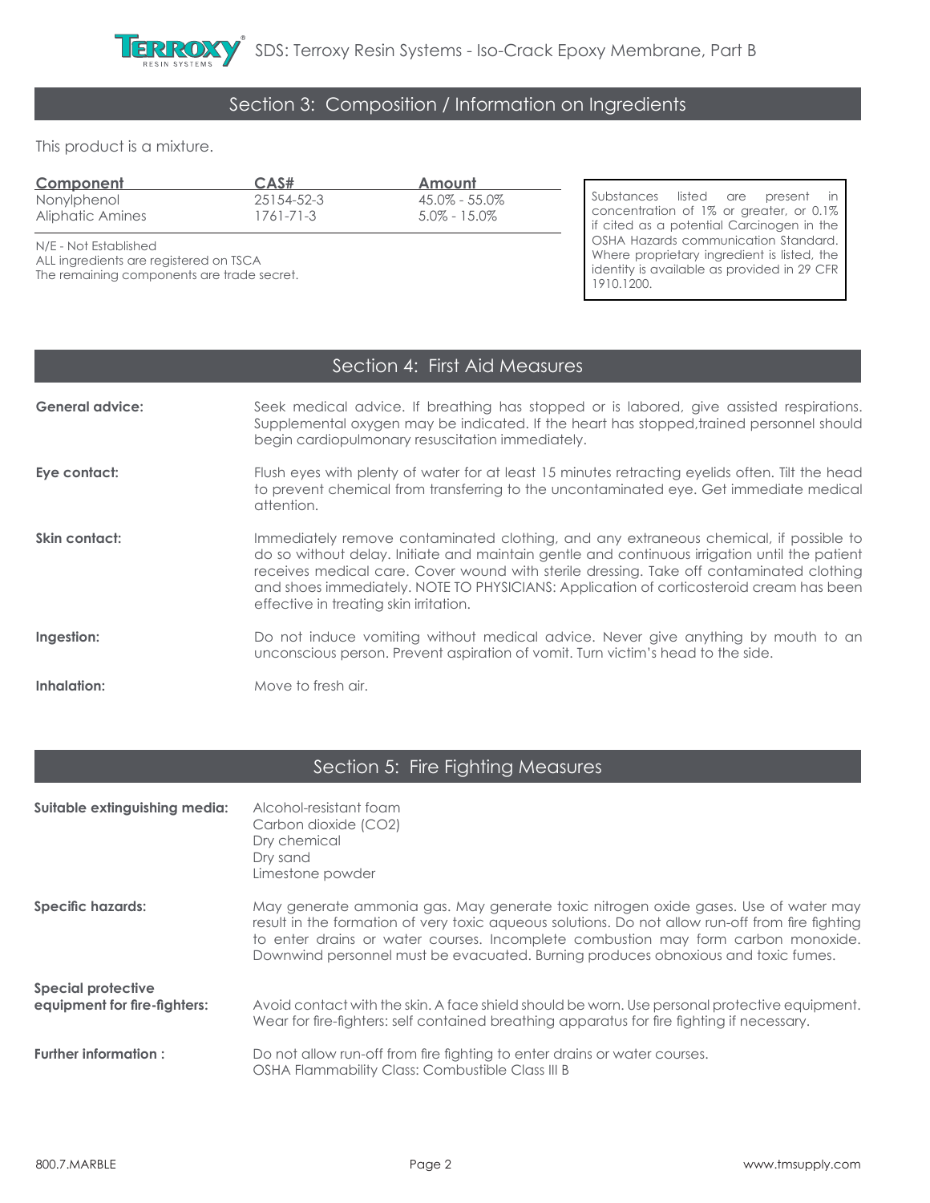## Section 3: Composition / Information on Ingredients

This product is a mixture.

| Component | CAS# | Amount |
|---|---|---|
| Nonylphenol | 25154-52-3 | 45.0% - 55.0% |
| Aliphatic Amines | 1761-71-3 | 5.0% - 15.0% |

N/E - Not Established
ALL ingredients are registered on TSCA
The remaining components are trade secret.

Substances listed are present in concentration of 1% or greater, or 0.1% if cited as a potential Carcinogen in the OSHA Hazards communication Standard. Where proprietary ingredient is listed, the identity is available as provided in 29 CFR 1910.1200.

## Section 4: First Aid Measures

**General advice:** Seek medical advice. If breathing has stopped or is labored, give assisted respirations. Supplemental oxygen may be indicated. If the heart has stopped,trained personnel should begin cardiopulmonary resuscitation immediately.

**Eye contact:** Flush eyes with plenty of water for at least 15 minutes retracting eyelids often. Tilt the head to prevent chemical from transferring to the uncontaminated eye. Get immediate medical attention.

**Skin contact:** Immediately remove contaminated clothing, and any extraneous chemical, if possible to do so without delay. Initiate and maintain gentle and continuous irrigation until the patient receives medical care. Cover wound with sterile dressing. Take off contaminated clothing and shoes immediately. NOTE TO PHYSICIANS: Application of corticosteroid cream has been effective in treating skin irritation.

**Ingestion:** Do not induce vomiting without medical advice. Never give anything by mouth to an unconscious person. Prevent aspiration of vomit. Turn victim's head to the side.

**Inhalation:** Move to fresh air.

## Section 5: Fire Fighting Measures

**Suitable extinguishing media:**
Alcohol-resistant foam
Carbon dioxide ($CO_2$)
Dry chemical
Dry sand
Limestone powder

**Specific hazards:** May generate ammonia gas. May generate toxic nitrogen oxide gases. Use of water may result in the formation of very toxic aqueous solutions. Do not allow run-off from fire fighting to enter drains or water courses. Incomplete combustion may form carbon monoxide. Downwind personnel must be evacuated. Burning produces obnoxious and toxic fumes.

**Special protective equipment for fire-fighters:** Avoid contact with the skin. A face shield should be worn. Use personal protective equipment. Wear for fire-fighters: self contained breathing apparatus for fire fighting if necessary.

**Further information :** Do not allow run-off from fire fighting to enter drains or water courses.
OSHA Flammability Class: Combustible Class III B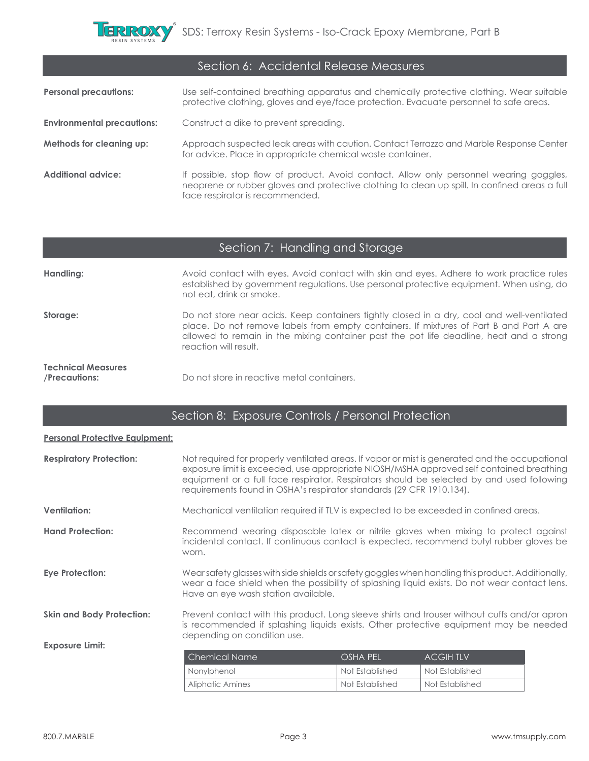## Section 6: Accidental Release Measures

**Personal precautions:** Use self-contained breathing apparatus and chemically protective clothing. Wear suitable protective clothing, gloves and eye/face protection. Evacuate personnel to safe areas.

**Environmental precautions:** Construct a dike to prevent spreading.

**Methods for cleaning up:** Approach suspected leak areas with caution. Contact Terrazzo and Marble Response Center for advice. Place in appropriate chemical waste container.

**Additional advice:** If possible, stop flow of product. Avoid contact. Allow only personnel wearing goggles, neoprene or rubber gloves and protective clothing to clean up spill. In confined areas a full face respirator is recommended.

## Section 7: Handling and Storage

**Handling:** Avoid contact with eyes. Avoid contact with skin and eyes. Adhere to work practice rules established by government regulations. Use personal protective equipment. When using, do not eat, drink or smoke.

**Storage:** Do not store near acids. Keep containers tightly closed in a dry, cool and well-ventilated place. Do not remove labels from empty containers. If mixtures of Part B and Part A are allowed to remain in the mixing container past the pot life deadline, heat and a strong reaction will result.

**Technical Measures /Precautions:** Do not store in reactive metal containers.

## Section 8: Exposure Controls / Personal Protection

**Personal Protective Equipment:**

**Respiratory Protection:** Not required for properly ventilated areas. If vapor or mist is generated and the occupational exposure limit is exceeded, use appropriate NIOSH/MSHA approved self contained breathing equipment or a full face respirator. Respirators should be selected by and used following requirements found in OSHA's respirator standards (29 CFR 1910.134).

**Ventilation:** Mechanical ventilation required if TLV is expected to be exceeded in confined areas.

**Hand Protection:** Recommend wearing disposable latex or nitrile gloves when mixing to protect against incidental contact. If continuous contact is expected, recommend butyl rubber gloves be worn.

**Eye Protection:** Wear safety glasses with side shields or safety goggles when handling this product. Additionally, wear a face shield when the possibility of splashing liquid exists. Do not wear contact lens. Have an eye wash station available.

**Skin and Body Protection:** Prevent contact with this product. Long sleeve shirts and trouser without cuffs and/or apron is recommended if splashing liquids exists. Other protective equipment may be needed depending on condition use.

**Exposure Limit:**

| Chemical Name | OSHA PEL | ACGIH TLV |
|---|---|---|
| Nonylphenol | Not Established | Not Established |
| Aliphatic Amines | Not Established | Not Established |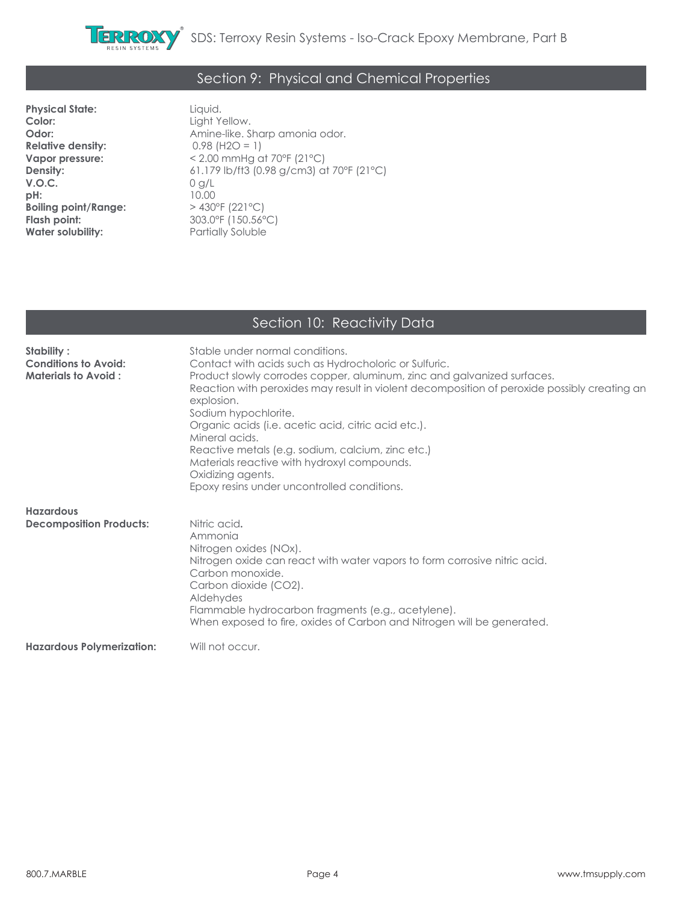## Section 9: Physical and Chemical Properties

| | |
|---|---|
| **Physical State:** | Liquid. |
| **Color:** | Light Yellow. |
| **Odor:** | Amine-like. Sharp amonia odor. |
| **Relative density:** | 0.98 ($H_2O$ = 1) |
| **Vapor pressure:** | < 2.00 mmHg at 70°F (21°C) |
| **Density:** | 61.179 lb/ft3 (0.98 g/cm3) at 70°F (21°C) |
| **V.O.C.** | 0 g/L |
| **pH:** | 10.00 |
| **Boiling point/Range:** | > 430°F (221°C) |
| **Flash point:** | 303.0°F (150.56°C) |
| **Water solubility:** | Partially Soluble |

## Section 10: Reactivity Data

**Stability :** Stable under normal conditions.

**Conditions to Avoid:** Contact with acids such as Hydrocholoric or Sulfuric.

**Materials to Avoid :**
Product slowly corrodes copper, aluminum, zinc and galvanized surfaces.
Reaction with peroxides may result in violent decomposition of peroxide possibly creating an explosion.
Sodium hypochlorite.
Organic acids (i.e. acetic acid, citric acid etc.).
Mineral acids.
Reactive metals (e.g. sodium, calcium, zinc etc.)
Materials reactive with hydroxyl compounds.
Oxidizing agents.
Epoxy resins under uncontrolled conditions.

**Hazardous Decomposition Products:**
Nitric acid**.**
Ammonia
Nitrogen oxides (NOx).
Nitrogen oxide can react with water vapors to form corrosive nitric acid.
Carbon monoxide.
Carbon dioxide ($CO_2$).
Aldehydes
Flammable hydrocarbon fragments (e.g., acetylene).
When exposed to fire, oxides of Carbon and Nitrogen will be generated.

**Hazardous Polymerization:** Will not occur.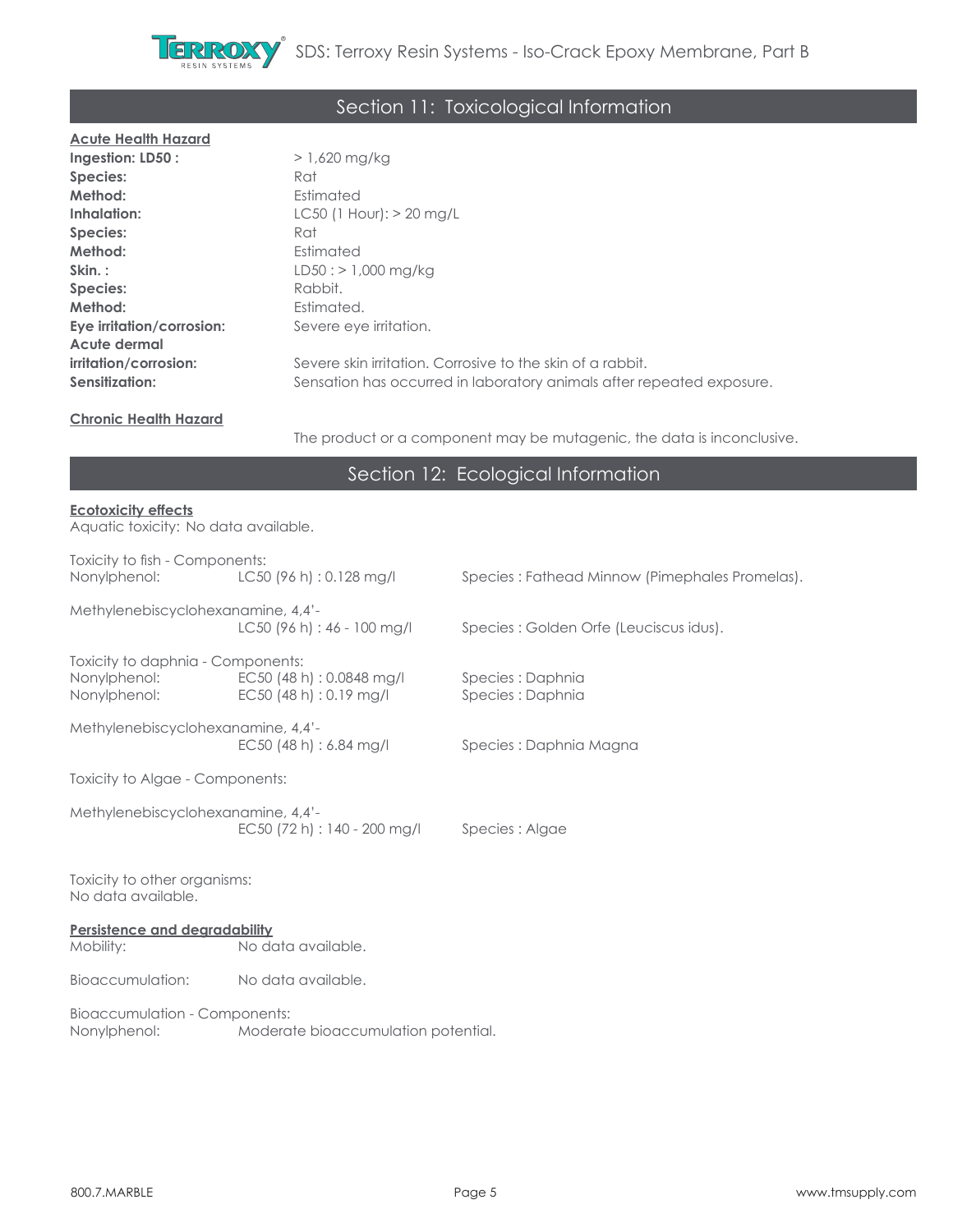## Section 11: Toxicological Information

**Acute Health Hazard**

| | |
|---|---|
| **Ingestion: LD50 :** | > 1,620 mg/kg |
| **Species:** | Rat |
| **Method:** | Estimated |
| **Inhalation:** | LC50 (1 Hour): > 20 mg/L |
| **Species:** | Rat |
| **Method:** | Estimated |
| **Skin. :** | LD50 : > 1,000 mg/kg |
| **Species:** | Rabbit. |
| **Method:** | Estimated. |
| **Eye irritation/corrosion:** | Severe eye irritation. |
| **Acute dermal irritation/corrosion:** | Severe skin irritation. Corrosive to the skin of a rabbit. |
| **Sensitization:** | Sensation has occurred in laboratory animals after repeated exposure. |

**Chronic Health Hazard**

The product or a component may be mutagenic, the data is inconclusive.

## Section 12: Ecological Information

**Ecotoxicity effects**

Aquatic toxicity: No data available.

Toxicity to fish - Components:

| | | |
|---|---|---|
| Nonylphenol: | LC50 (96 h) : 0.128 mg/l | Species : Fathead Minnow (Pimephales Promelas). |
| Methylenebiscyclohexanamine, 4,4'- | LC50 (96 h) : 46 - 100 mg/l | Species : Golden Orfe (Leuciscus idus). |

Toxicity to daphnia - Components:

| | | |
|---|---|---|
| Nonylphenol: | EC50 (48 h) : 0.0848 mg/l | Species : Daphnia |
| Nonylphenol: | EC50 (48 h) : 0.19 mg/l | Species : Daphnia |
| Methylenebiscyclohexanamine, 4,4'- | EC50 (48 h) : 6.84 mg/l | Species : Daphnia Magna |

Toxicity to Algae - Components:

| | | |
|---|---|---|
| Methylenebiscyclohexanamine, 4,4'- | EC50 (72 h) : 140 - 200 mg/l | Species : Algae |

Toxicity to other organisms:
No data available.

**Persistence and degradability**

Mobility: No data available.

Bioaccumulation: No data available.

Bioaccumulation - Components:
Nonylphenol: Moderate bioaccumulation potential.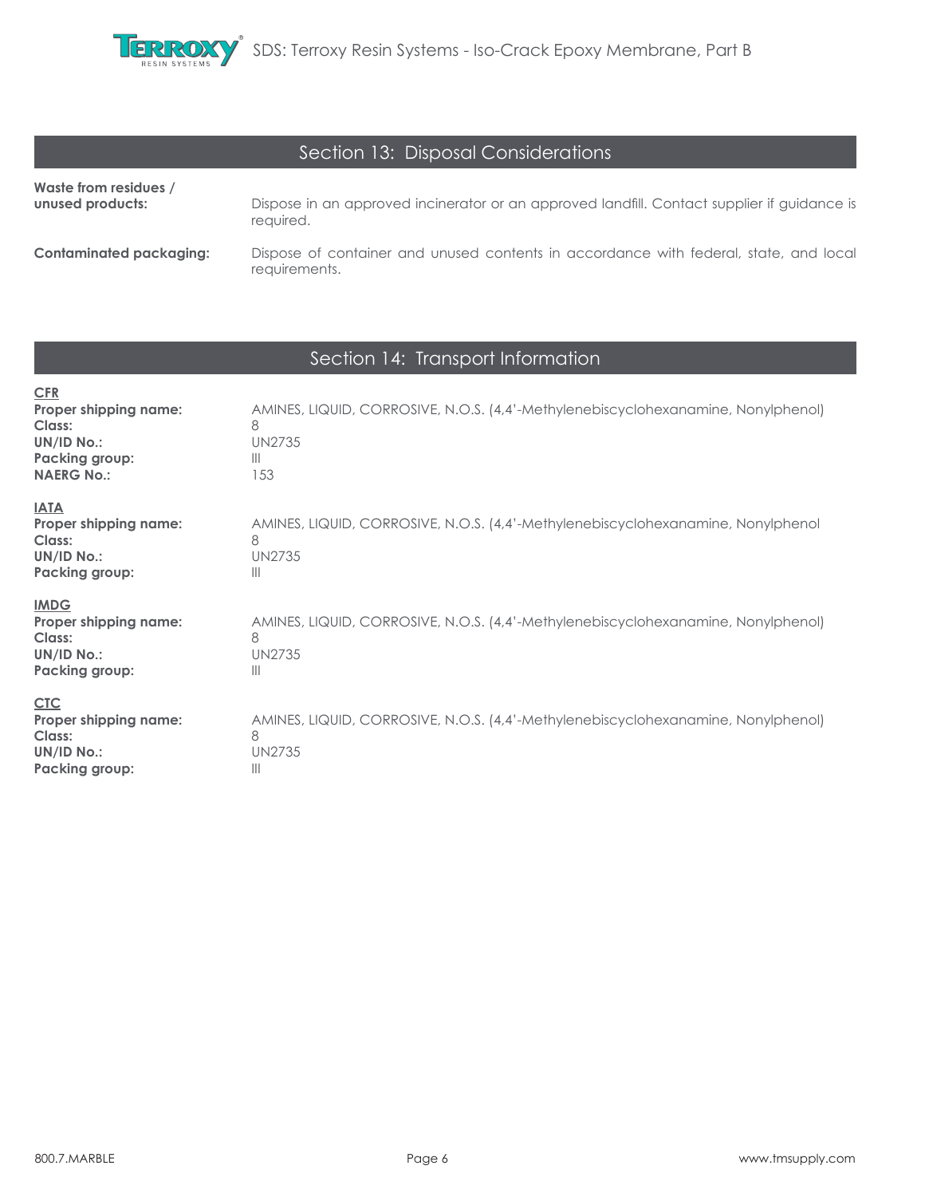## Section 13: Disposal Considerations

**Waste from residues / unused products:** Dispose in an approved incinerator or an approved landfill. Contact supplier if guidance is required.

**Contaminated packaging:** Dispose of container and unused contents in accordance with federal, state, and local requirements.

## Section 14: Transport Information

**CFR**

**Proper shipping name:** AMINES, LIQUID, CORROSIVE, N.O.S. (4,4'-Methylenebiscyclohexanamine, Nonylphenol)
**Class:** 8
**UN/ID No.:** UN2735
**Packing group:** III
**NAERG No.:** 153

**IATA**

**Proper shipping name:** AMINES, LIQUID, CORROSIVE, N.O.S. (4,4'-Methylenebiscyclohexanamine, Nonylphenol
**Class:** 8
**UN/ID No.:** UN2735
**Packing group:** III

**IMDG**

**Proper shipping name:** AMINES, LIQUID, CORROSIVE, N.O.S. (4,4'-Methylenebiscyclohexanamine, Nonylphenol)
**Class:** 8
**UN/ID No.:** UN2735
**Packing group:** III

**CTC**

**Proper shipping name:** AMINES, LIQUID, CORROSIVE, N.O.S. (4,4'-Methylenebiscyclohexanamine, Nonylphenol)
**Class:** 8
**UN/ID No.:** UN2735
**Packing group:** III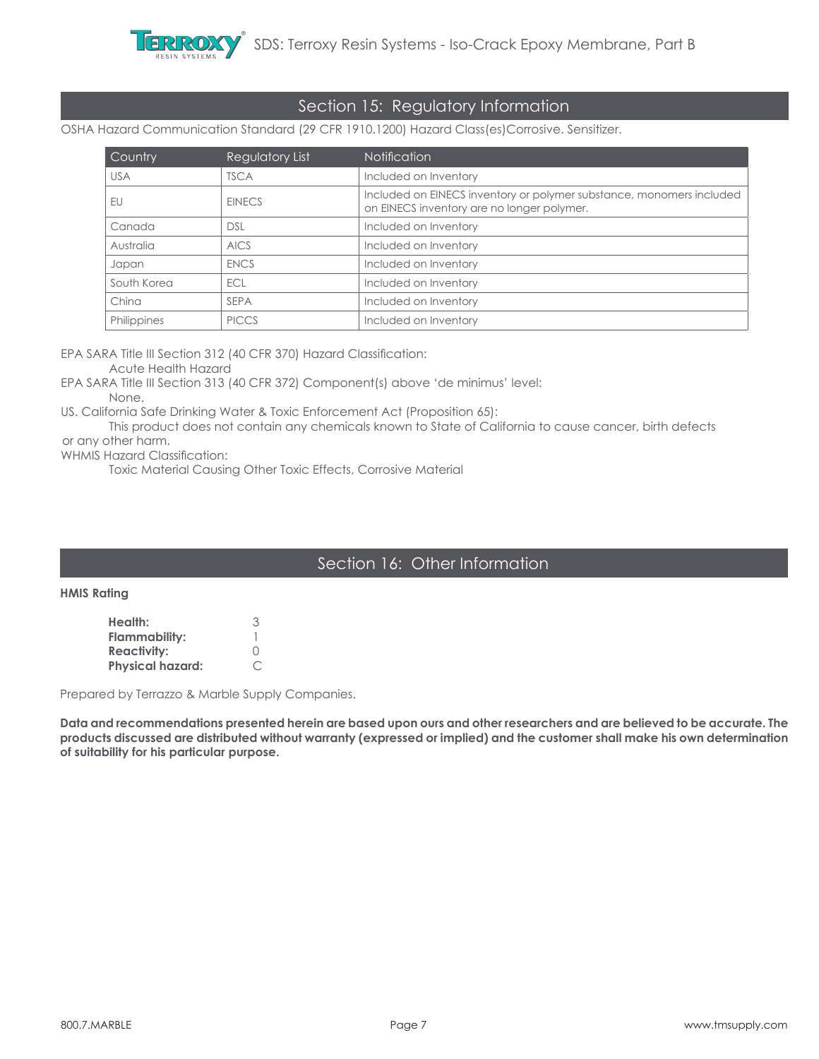## Section 15: Regulatory Information

OSHA Hazard Communication Standard (29 CFR 1910.1200) Hazard Class(es)Corrosive. Sensitizer.

| Country | Regulatory List | Notification |
|---|---|---|
| USA | TSCA | Included on Inventory |
| EU | EINECS | Included on EINECS inventory or polymer substance, monomers included on EINECS inventory are no longer polymer. |
| Canada | DSL | Included on Inventory |
| Australia | AICS | Included on Inventory |
| Japan | ENCS | Included on Inventory |
| South Korea | ECL | Included on Inventory |
| China | SEPA | Included on Inventory |
| Philippines | PICCS | Included on Inventory |

EPA SARA Title III Section 312 (40 CFR 370) Hazard Classification:

Acute Health Hazard

EPA SARA Title III Section 313 (40 CFR 372) Component(s) above 'de minimus' level:

None.

US. California Safe Drinking Water & Toxic Enforcement Act (Proposition 65):

This product does not contain any chemicals known to State of California to cause cancer, birth defects or any other harm.

WHMIS Hazard Classification:

Toxic Material Causing Other Toxic Effects, Corrosive Material

## Section 16: Other Information

**HMIS Rating**

| | |
|---|---|
| **Health:** | 3 |
| **Flammability:** | 1 |
| **Reactivity:** | 0 |
| **Physical hazard:** | C |

Prepared by Terrazzo & Marble Supply Companies.

**Data and recommendations presented herein are based upon ours and other researchers and are believed to be accurate. The products discussed are distributed without warranty (expressed or implied) and the customer shall make his own determination of suitability for his particular purpose.**